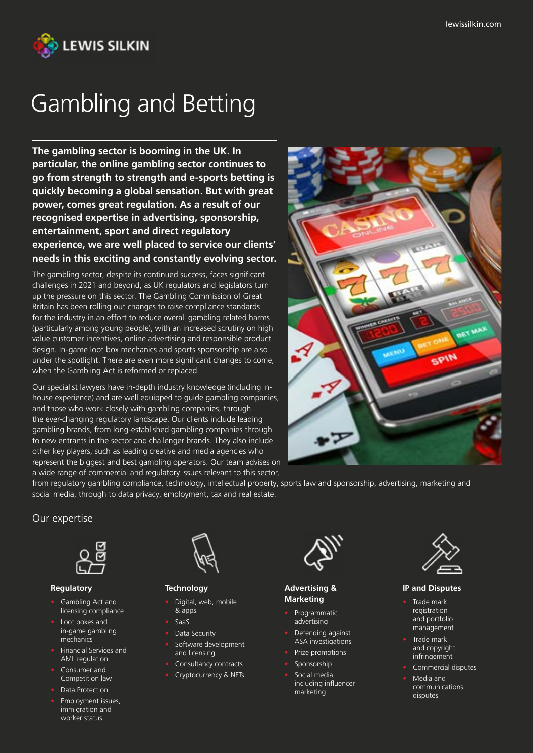LEWIS SILKIN

lewissilkin.com

# Gambling and Betting

**The gambling sector is booming in the UK. In particular, the online gambling sector continues to go from strength to strength and e-sports betting is quickly becoming a global sensation. But with great power, comes great regulation. As a result of our recognised expertise in advertising, sponsorship, entertainment, sport and direct regulatory experience, we are well placed to service our clients' needs in this exciting and constantly evolving sector.**

The gambling sector, despite its continued success, faces significant challenges in 2021 and beyond, as UK regulators and legislators turn up the pressure on this sector. The Gambling Commission of Great Britain has been rolling out changes to raise compliance standards for the industry in an effort to reduce overall gambling related harms (particularly among young people), with an increased scrutiny on high value customer incentives, online advertising and responsible product design. In-game loot box mechanics and sports sponsorship are also under the spotlight. There are even more significant changes to come, when the Gambling Act is reformed or replaced.

Our specialist lawyers have in-depth industry knowledge (including in-house experience) and are well equipped to guide gambling companies, and those who work closely with gambling companies, through the ever-changing regulatory landscape. Our clients include leading gambling brands, from long-established gambling companies through to new entrants in the sector and challenger brands. They also include other key players, such as leading creative and media agencies who represent the biggest and best gambling operators. Our team advises on a wide range of commercial and regulatory issues relevant to this sector, from regulatory gambling compliance, technology, intellectual property, sports law and sponsorship, advertising, marketing and social media, through to data privacy, employment, tax and real estate.

## Our expertise

### Regulatory

- Gambling Act and licensing compliance
- Loot boxes and in-game gambling mechanics
- Financial Services and AML regulation
- Consumer and Competition law
- Data Protection
- Employment issues, immigration and worker status

### Technology

- Digital, web, mobile & apps
- SaaS
- Data Security
- Software development and licensing
- Consultancy contracts
- Cryptocurrency & NFTs

### Advertising & Marketing

- Programmatic advertising
- Defending against ASA investigations
- Prize promotions
- Sponsorship
- Social media, including influencer marketing

### IP and Disputes

- Trade mark registration and portfolio management
- Trade mark and copyright infringement
- Commercial disputes
- Media and communications disputes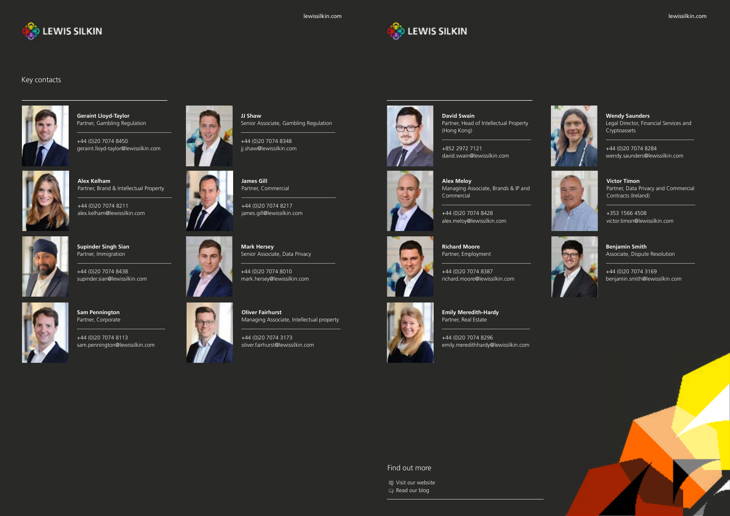## Key contacts

**Geraint Lloyd-Taylor**
Partner, Gambling Regulation

+44 (0)20 7074 8450
geraint.lloyd-taylor@lewissilkin.com

**JJ Shaw**
Senior Associate, Gambling Regulation

+44 (0)20 7074 8348
jj.shaw@lewissilkin.com

**Alex Kelham**
Partner, Brand & Intellectual Property

+44 (0)20 7074 8211
alex.kelham@lewissilkin.com

**James Gill**
Partner, Commercial

+44 (0)20 7074 8217
james.gill@lewissilkin.com

**Supinder Singh Sian**
Partner, Immigration

+44 (0)20 7074 8438
supinder.sian@lewissilkin.com

**Mark Hersey**
Senior Associate, Data Privacy

+44 (0)20 7074 8010
mark.hersey@lewissilkin.com

**Sam Pennington**
Partner, Corporate

+44 (0)20 7074 8113
sam.pennington@lewissilkin.com

**Oliver Fairhurst**
Managing Associate, Intellectual property

+44 (0)20 7074 3173
oliver.fairhurst@lewissilkin.com

**David Swain**
Partner, Head of Intellectual Property (Hong Kong)

+852 2972 7121
david.swain@lewissilkin.com

**Wendy Saunders**
Legal Director, Financial Services and Cryptoassets

+44 (0)20 7074 8284
wendy.saunders@lewissilkin.com

**Alex Meloy**
Managing Associate, Brands & IP and Commercial

+44 (0)20 7074 8428
alex.meloy@lewissilkin.com

**Victor Timon**
Partner, Data Privacy and Commercial Contracts (Ireland)

+353 1566 4508
victor.timon@lewissilkin.com

**Richard Moore**
Partner, Employment

+44 (0)20 7074 8387
richard.moore@lewissilkin.com

**Benjamin Smith**
Associate, Dispute Resolution

+44 (0)20 7074 3169
benjamin.smith@lewissilkin.com

**Emily Meredith-Hardy**
Partner, Real Estate

+44 (0)20 7074 8296
emily.meredithhardy@lewissilkin.com

## Find out more

- Visit our website
- Read our blog